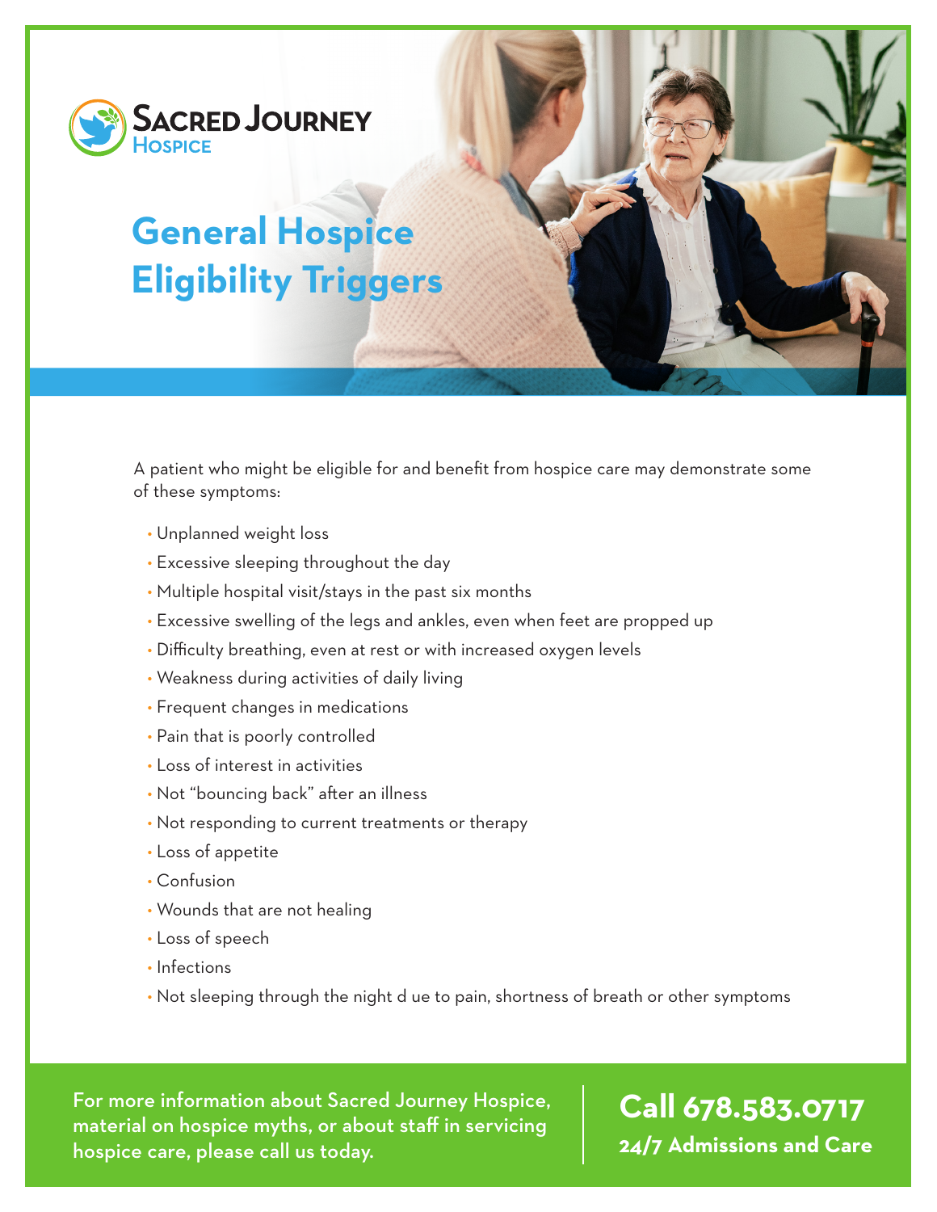SACRED JOURNEY
HOSPICE

# General Hospice Eligibility Triggers

A patient who might be eligible for and benefit from hospice care may demonstrate some of these symptoms:

- Unplanned weight loss
- Excessive sleeping throughout the day
- Multiple hospital visit/stays in the past six months
- Excessive swelling of the legs and ankles, even when feet are propped up
- Difficulty breathing, even at rest or with increased oxygen levels
- Weakness during activities of daily living
- Frequent changes in medications
- Pain that is poorly controlled
- Loss of interest in activities
- Not "bouncing back" after an illness
- Not responding to current treatments or therapy
- Loss of appetite
- Confusion
- Wounds that are not healing
- Loss of speech
- Infections
- Not sleeping through the night d ue to pain, shortness of breath or other symptoms

For more information about Sacred Journey Hospice, material on hospice myths, or about staff in servicing hospice care, please call us today.

**Call 678.583.0717**

**24/7 Admissions and Care**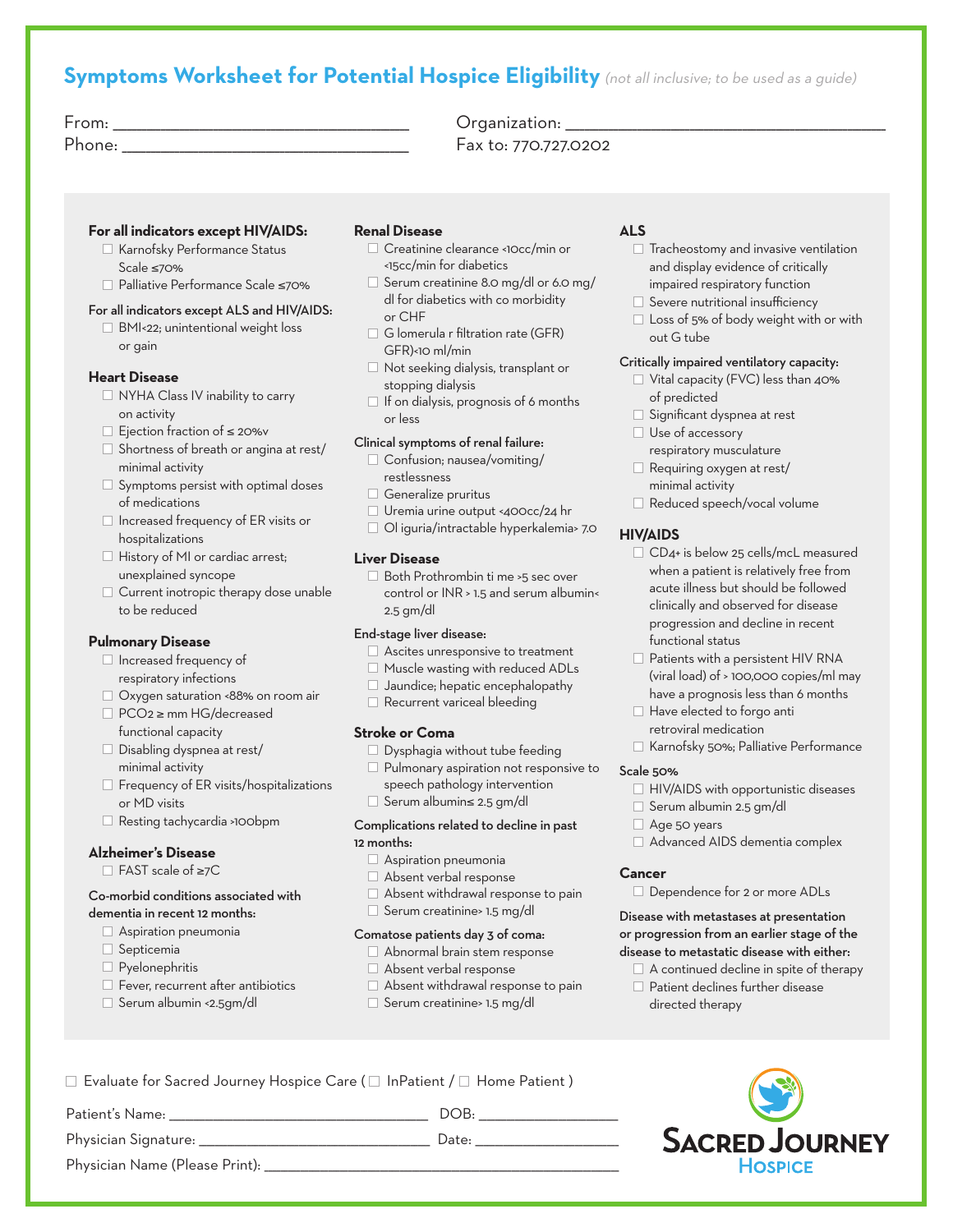# Symptoms Worksheet for Potential Hospice Eligibility *(not all inclusive; to be used as a guide)*

From: ______________________________ Organization: ______________________________

Phone: ______________________________ Fax to: 770.727.0202

**For all indicators except HIV/AIDS:**

- ☐ Karnofsky Performance Status Scale ≤70%
- ☐ Palliative Performance Scale ≤70%

**For all indicators except ALS and HIV/AIDS:**

- ☐ BMI<22; unintentional weight loss or gain

### Heart Disease

- ☐ NYHA Class IV inability to carry on activity
- ☐ Ejection fraction of ≤ 20%v
- ☐ Shortness of breath or angina at rest/ minimal activity
- ☐ Symptoms persist with optimal doses of medications
- ☐ Increased frequency of ER visits or hospitalizations
- ☐ History of MI or cardiac arrest; unexplained syncope
- ☐ Current inotropic therapy dose unable to be reduced

### Pulmonary Disease

- ☐ Increased frequency of respiratory infections
- ☐ Oxygen saturation <88% on room air
- ☐ PCO2 ≥ mm HG/decreased functional capacity
- ☐ Disabling dyspnea at rest/ minimal activity
- ☐ Frequency of ER visits/hospitalizations or MD visits
- ☐ Resting tachycardia >100bpm

### Alzheimer's Disease

- ☐ FAST scale of ≥7C

**Co-morbid conditions associated with dementia in recent 12 months:**

- ☐ Aspiration pneumonia
- ☐ Septicemia
- ☐ Pyelonephritis
- ☐ Fever, recurrent after antibiotics
- ☐ Serum albumin <2.5gm/dl

### Renal Disease

- ☐ Creatinine clearance <10cc/min or <15cc/min for diabetics
- ☐ Serum creatinine 8.0 mg/dl or 6.0 mg/dl for diabetics with co morbidity or CHF
- ☐ G lomerula r filtration rate (GFR) GFR)<10 ml/min
- ☐ Not seeking dialysis, transplant or stopping dialysis
- ☐ If on dialysis, prognosis of 6 months or less

**Clinical symptoms of renal failure:**

- ☐ Confusion; nausea/vomiting/ restlessness
- ☐ Generalize pruritus
- ☐ Uremia urine output <400cc/24 hr
- ☐ Ol iguria/intractable hyperkalemia> 7.0

### Liver Disease

- ☐ Both Prothrombin ti me >5 sec over control or INR > 1.5 and serum albumin< 2.5 gm/dl

**End-stage liver disease:**

- ☐ Ascites unresponsive to treatment
- ☐ Muscle wasting with reduced ADLs
- ☐ Jaundice; hepatic encephalopathy
- ☐ Recurrent variceal bleeding

### Stroke or Coma

- ☐ Dysphagia without tube feeding
- ☐ Pulmonary aspiration not responsive to speech pathology intervention
- ☐ Serum albumin≤ 2.5 gm/dl

**Complications related to decline in past 12 months:**

- ☐ Aspiration pneumonia
- ☐ Absent verbal response
- ☐ Absent withdrawal response to pain
- ☐ Serum creatinine> 1.5 mg/dl

**Comatose patients day 3 of coma:**

- ☐ Abnormal brain stem response
- ☐ Absent verbal response
- ☐ Absent withdrawal response to pain
- ☐ Serum creatinine> 1.5 mg/dl

### ALS

- ☐ Tracheostomy and invasive ventilation and display evidence of critically impaired respiratory function
- ☐ Severe nutritional insufficiency
- ☐ Loss of 5% of body weight with or with out G tube

**Critically impaired ventilatory capacity:**

- ☐ Vital capacity (FVC) less than 40% of predicted
- ☐ Significant dyspnea at rest
- ☐ Use of accessory respiratory musculature
- ☐ Requiring oxygen at rest/ minimal activity
- ☐ Reduced speech/vocal volume

### HIV/AIDS

- ☐ CD4+ is below 25 cells/mcL measured when a patient is relatively free from acute illness but should be followed clinically and observed for disease progression and decline in recent functional status
- ☐ Patients with a persistent HIV RNA (viral load) of > 100,000 copies/ml may have a prognosis less than 6 months
- ☐ Have elected to forgo anti retroviral medication
- ☐ Karnofsky 50%; Palliative Performance

**Scale 50%**

- ☐ HIV/AIDS with opportunistic diseases
- ☐ Serum album in 2.5 gm/dl
- ☐ Age 50 years
- ☐ Advanced AIDS dementia complex

### Cancer

- ☐ Dependence for 2 or more ADLs

**Disease with metastases at presentation or progression from an earlier stage of the disease to metastatic disease with either:**

- ☐ A continued decline in spite of therapy
- ☐ Patient declines further disease directed therapy

☐ Evaluate for Sacred Journey Hospice Care ( ☐ InPatient / ☐ Home Patient )

Patient's Name: ______________________________ DOB: ________________

Physician Signature: ______________________________ Date: ________________

Physician Name (Please Print): ______________________________________________

SACRED JOURNEY HOSPICE